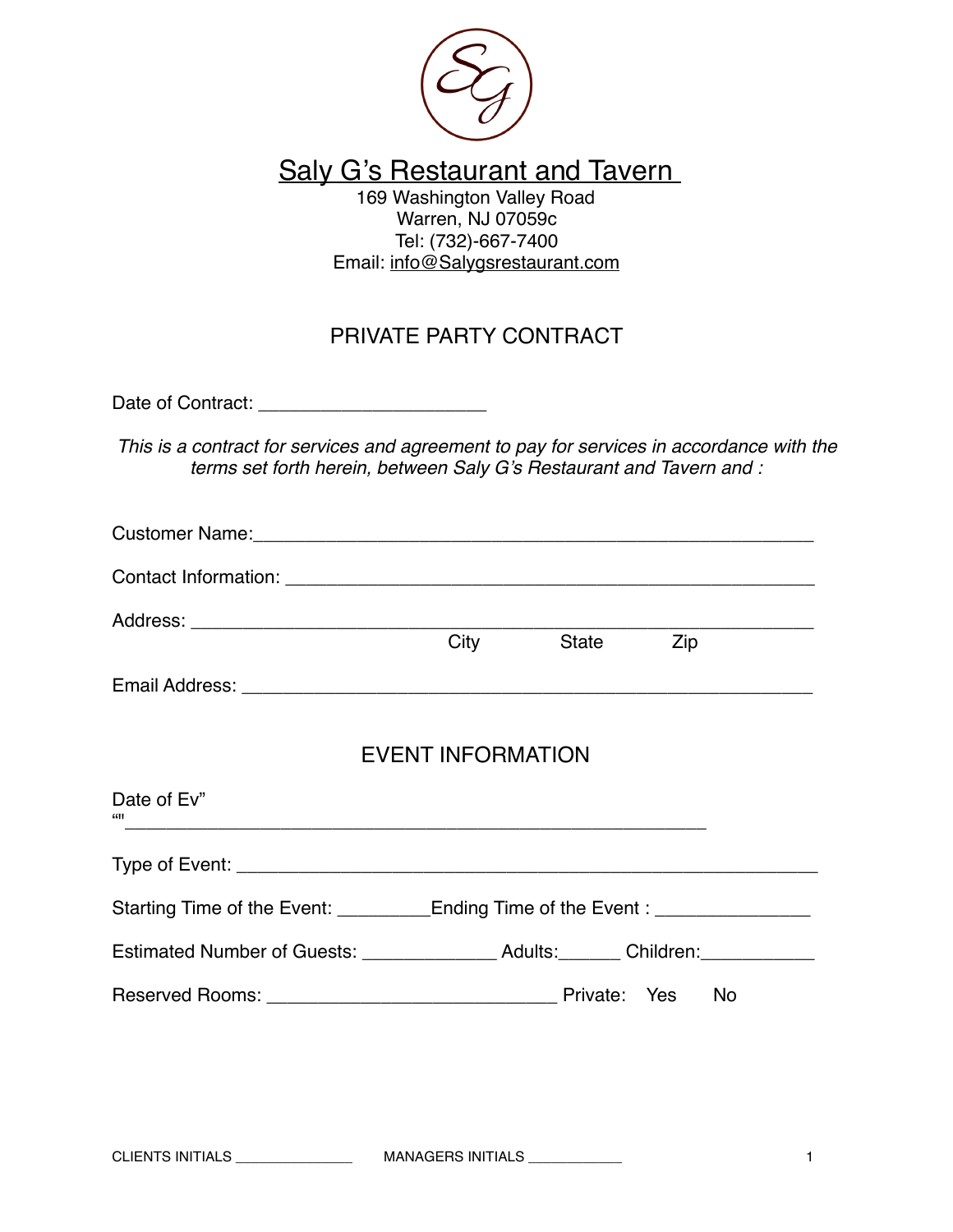# Saly G's Restaurant and Tavern

169 Washington Valley Road
Warren, NJ 07059c
Tel: (732)-667-7400
Email: info@Salygsrestaurant.com

## PRIVATE PARTY CONTRACT

Date of Contract: ______________________

*This is a contract for services and agreement to pay for services in accordance with the terms set forth herein, between Saly G's Restaurant and Tavern and :*

Customer Name:_______________________________________________________

Contact Information: ___________________________________________________

Address: _____________________________________________________________
City State Zip

Email Address: ________________________________________________________

## EVENT INFORMATION

Date of Ev"
"'_________________________________________________________

Type of Event: _________________________________________________________

Starting Time of the Event: _________Ending Time of the Event : _______________

Estimated Number of Guests: _____________ Adults:______ Children:___________

Reserved Rooms: ____________________________ Private: Yes No

CLIENTS INITIALS _______________ MANAGERS INITIALS ____________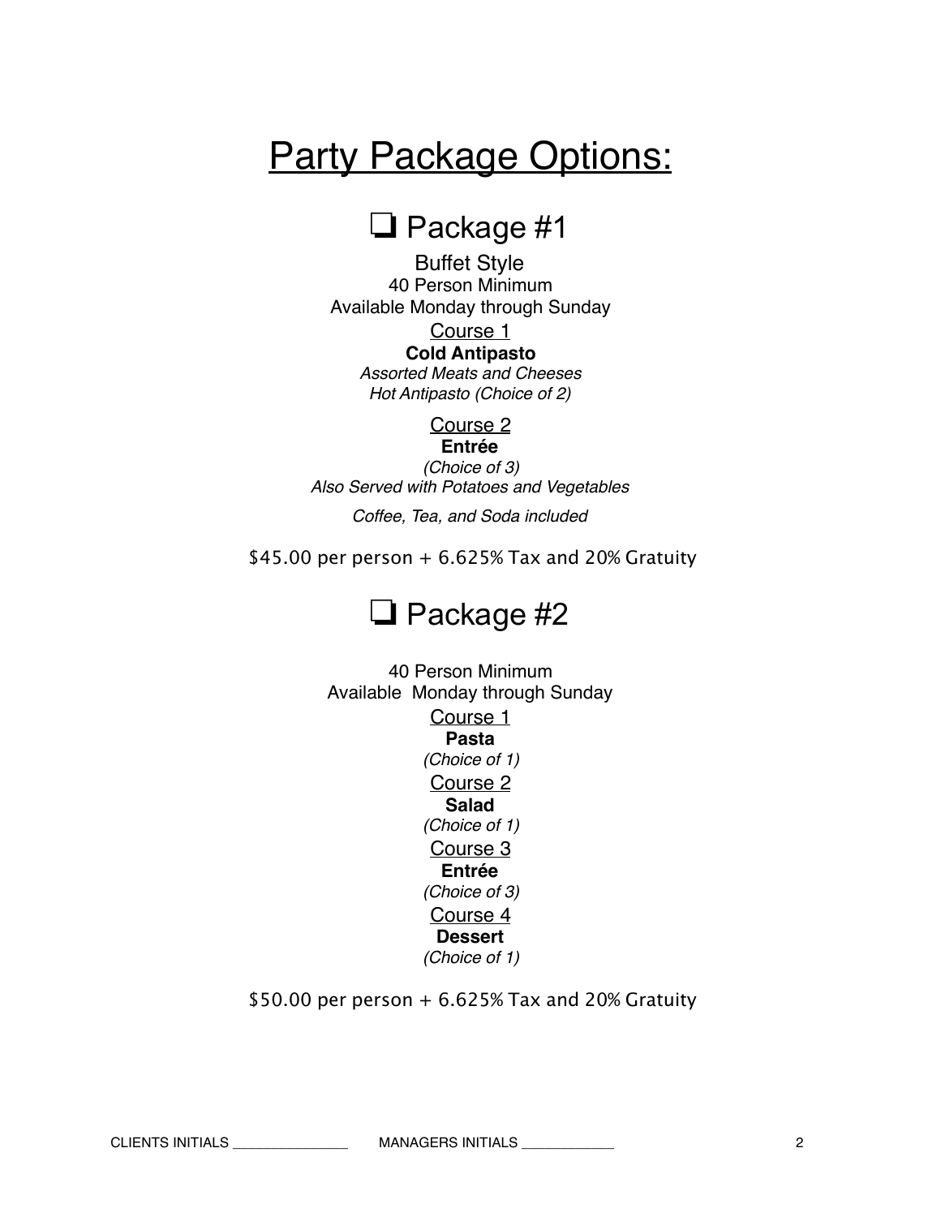# Party Package Options:

## ❑ Package #1

Buffet Style
40 Person Minimum
Available Monday through Sunday

Course 1

**Cold Antipasto**

*Assorted Meats and Cheeses*
*Hot Antipasto (Choice of 2)*

Course 2

**Entrée**

*(Choice of 3)*
*Also Served with Potatoes and Vegetables*

*Coffee, Tea, and Soda included*

$45.00 per person + 6.625% Tax and 20% Gratuity

## ❑ Package #2

40 Person Minimum
Available Monday through Sunday

Course 1

**Pasta**

*(Choice of 1)*

Course 2

**Salad**

*(Choice of 1)*

Course 3

**Entrée**

*(Choice of 3)*

Course 4

**Dessert**

*(Choice of 1)*

$50.00 per person + 6.625% Tax and 20% Gratuity

CLIENTS INITIALS _______________ MANAGERS INITIALS ____________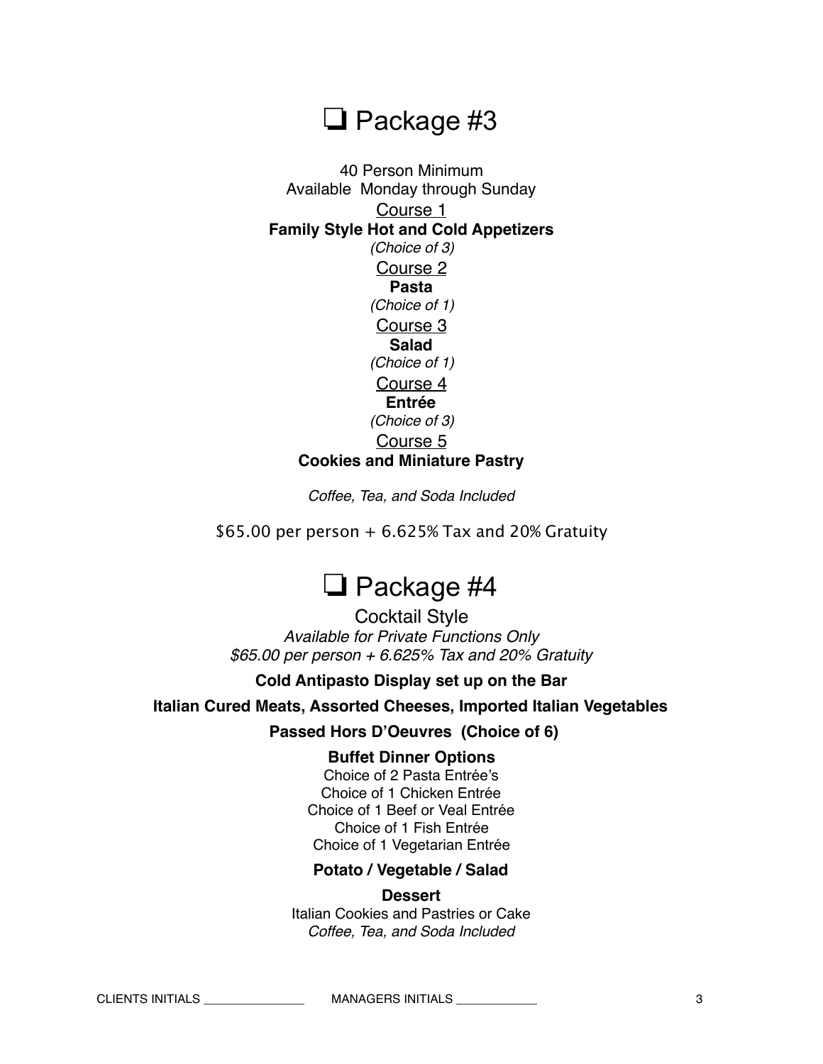## ❏ Package #3

40 Person Minimum
Available Monday through Sunday

Course 1
**Family Style Hot and Cold Appetizers**
*(Choice of 3)*

Course 2
**Pasta**
*(Choice of 1)*

Course 3
**Salad**
*(Choice of 1)*

Course 4
**Entrée**
*(Choice of 3)*

Course 5
**Cookies and Miniature Pastry**

*Coffee, Tea, and Soda Included*

$65.00 per person + 6.625% Tax and 20% Gratuity

## ❏ Package #4

Cocktail Style
*Available for Private Functions Only*
*$65.00 per person + 6.625% Tax and 20% Gratuity*

**Cold Antipasto Display set up on the Bar**

**Italian Cured Meats, Assorted Cheeses, Imported Italian Vegetables**

**Passed Hors D'Oeuvres (Choice of 6)**

**Buffet Dinner Options**

Choice of 2 Pasta Entrée's
Choice of 1 Chicken Entrée
Choice of 1 Beef or Veal Entrée
Choice of 1 Fish Entrée
Choice of 1 Vegetarian Entrée

**Potato / Vegetable / Salad**

**Dessert**

Italian Cookies and Pastries or Cake
*Coffee, Tea, and Soda Included*

CLIENTS INITIALS _______________ MANAGERS INITIALS ____________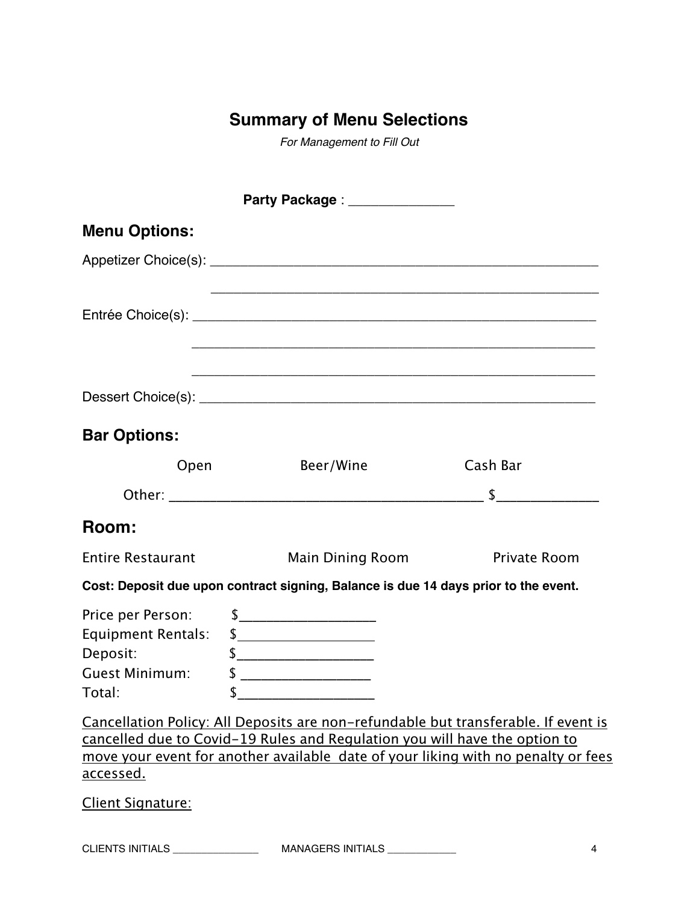# Summary of Menu Selections

*For Management to Fill Out*

**Party Package** : ______________

## Menu Options:

Appetizer Choice(s): ____________________________________________________

____________________________________________________

Entrée Choice(s): ______________________________________________________

______________________________________________________

______________________________________________________

Dessert Choice(s): _____________________________________________________

## Bar Options:

Open    Beer/Wine    Cash Bar

Other: ___________________________________________ $______________

## Room:

Entire Restaurant    Main Dining Room    Private Room

**Cost: Deposit due upon contract signing, Balance is due 14 days prior to the event.**

| | |
|---|---|
| Price per Person: | $___________________ |
| Equipment Rentals: | $___________________ |
| Deposit: | $___________________ |
| Guest Minimum: | $ _________________ |
| Total: | $___________________ |

<u>Cancellation Policy: All Deposits are non-refundable but transferable. If event is cancelled due to Covid-19 Rules and Regulation you will have the option to move your event for another available date of your liking with no penalty or fees accessed.</u>

<u>Client Signature:</u>

CLIENTS INITIALS _______________    MANAGERS INITIALS ____________